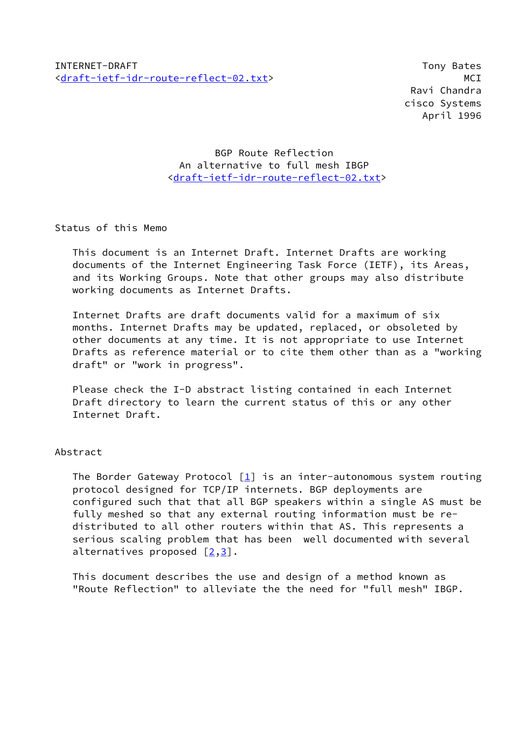INTERNET-DRAFT Tony Bates
<draft-ietf-idr-route-reflect-02.txt> MCI
Ravi Chandra
cisco Systems
April 1996

# BGP Route Reflection
## An alternative to full mesh IBGP
<draft-ietf-idr-route-reflect-02.txt>

## Status of this Memo

This document is an Internet Draft. Internet Drafts are working documents of the Internet Engineering Task Force (IETF), its Areas, and its Working Groups. Note that other groups may also distribute working documents as Internet Drafts.

Internet Drafts are draft documents valid for a maximum of six months. Internet Drafts may be updated, replaced, or obsoleted by other documents at any time. It is not appropriate to use Internet Drafts as reference material or to cite them other than as a "working draft" or "work in progress".

Please check the I-D abstract listing contained in each Internet Draft directory to learn the current status of this or any other Internet Draft.

## Abstract

The Border Gateway Protocol [1] is an inter-autonomous system routing protocol designed for TCP/IP internets. BGP deployments are configured such that that all BGP speakers within a single AS must be fully meshed so that any external routing information must be re-distributed to all other routers within that AS. This represents a serious scaling problem that has been well documented with several alternatives proposed [2,3].

This document describes the use and design of a method known as "Route Reflection" to alleviate the the need for "full mesh" IBGP.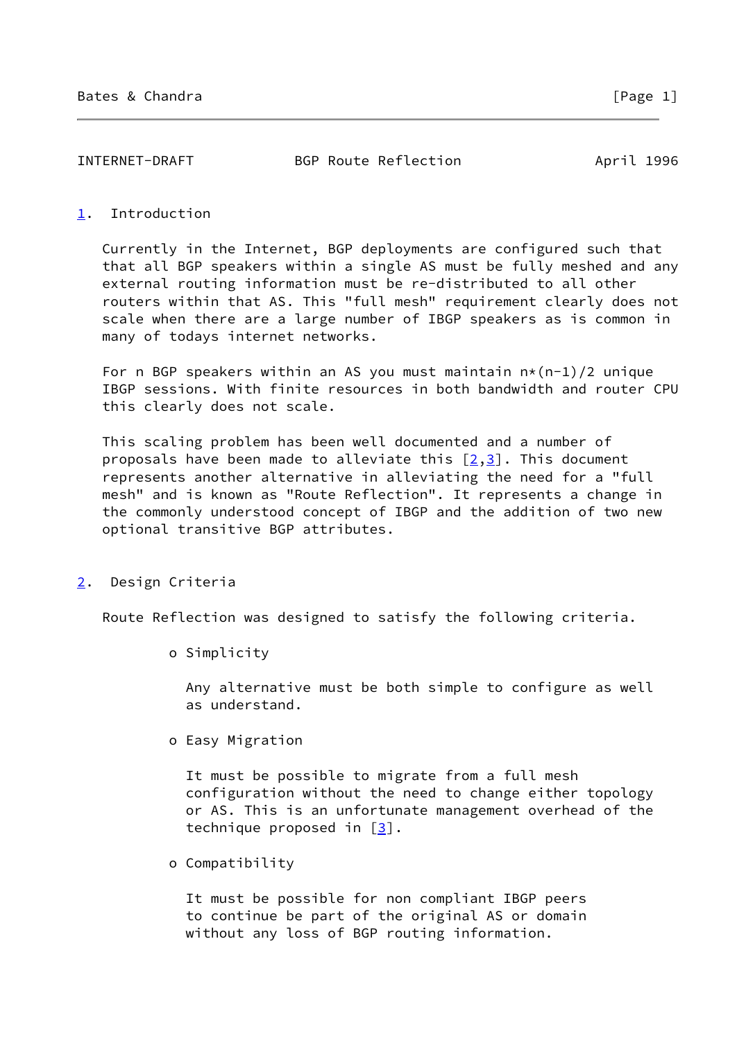## 1. Introduction

Currently in the Internet, BGP deployments are configured such that that all BGP speakers within a single AS must be fully meshed and any external routing information must be re-distributed to all other routers within that AS. This "full mesh" requirement clearly does not scale when there are a large number of IBGP speakers as is common in many of todays internet networks.

For n BGP speakers within an AS you must maintain $n*(n-1)/2$ unique IBGP sessions. With finite resources in both bandwidth and router CPU this clearly does not scale.

This scaling problem has been well documented and a number of proposals have been made to alleviate this [2,3]. This document represents another alternative in alleviating the need for a "full mesh" and is known as "Route Reflection". It represents a change in the commonly understood concept of IBGP and the addition of two new optional transitive BGP attributes.

## 2. Design Criteria

Route Reflection was designed to satisfy the following criteria.

- Simplicity

  Any alternative must be both simple to configure as well as understand.

- Easy Migration

  It must be possible to migrate from a full mesh configuration without the need to change either topology or AS. This is an unfortunate management overhead of the technique proposed in [3].

- Compatibility

  It must be possible for non compliant IBGP peers to continue be part of the original AS or domain without any loss of BGP routing information.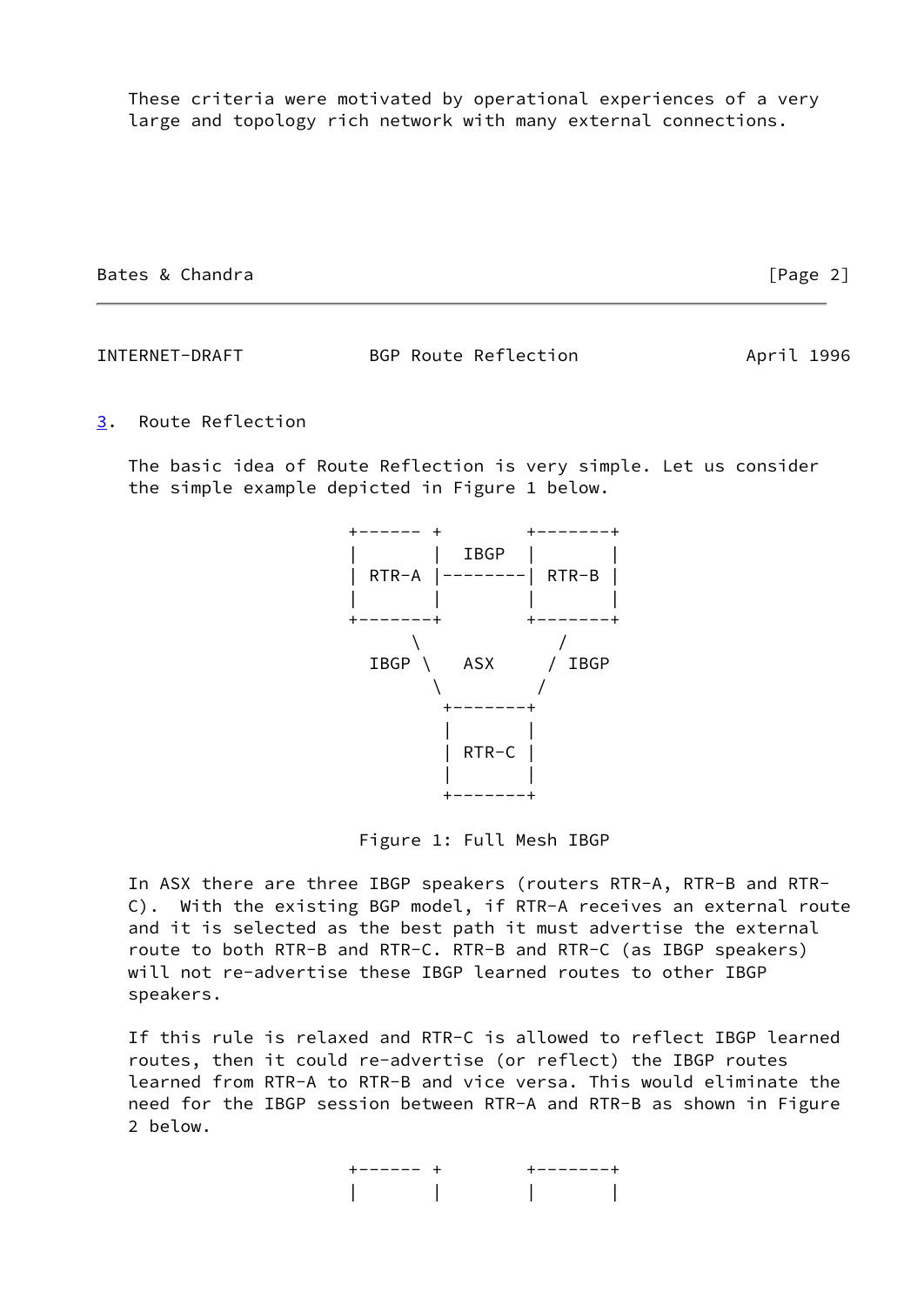These criteria were motivated by operational experiences of a very large and topology rich network with many external connections.

## 3. Route Reflection

The basic idea of Route Reflection is very simple. Let us consider the simple example depicted in Figure 1 below.

```
            +------ +         +-------+
            |       |  IBGP   |       |
            | RTR-A |---------| RTR-B |
            |       |         |       |
            +-------+         +-------+
                  \               /
             IBGP  \    ASX      / IBGP
                    \           /
                     +-------+
                     |       |
                     | RTR-C |
                     |       |
                     +-------+
```

Figure 1: Full Mesh IBGP

In ASX there are three IBGP speakers (routers RTR-A, RTR-B and RTR-C). With the existing BGP model, if RTR-A receives an external route and it is selected as the best path it must advertise the external route to both RTR-B and RTR-C. RTR-B and RTR-C (as IBGP speakers) will not re-advertise these IBGP learned routes to other IBGP speakers.

If this rule is relaxed and RTR-C is allowed to reflect IBGP learned routes, then it could re-advertise (or reflect) the IBGP routes learned from RTR-A to RTR-B and vice versa. This would eliminate the need for the IBGP session between RTR-A and RTR-B as shown in Figure 2 below.

```
            +------ +         +-------+
            |       |         |       |
```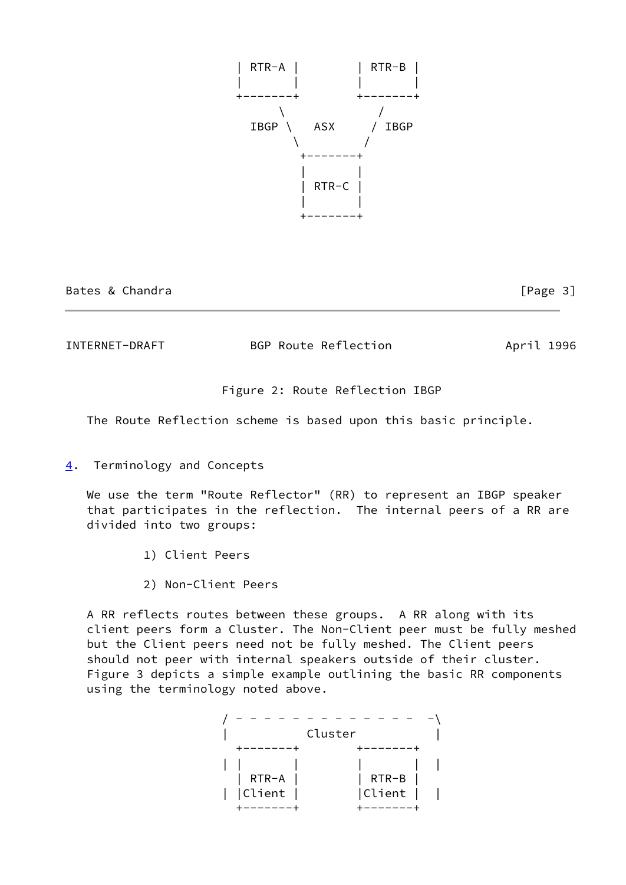```
                   | RTR-A |         | RTR-B |
                   |       |         |       |
                   +-------+         +-------+
                        \               /
                    IBGP \   ASX       / IBGP
                          \           /
                           +-------+
                           |       |
                           | RTR-C |
                           |       |
                           +-------+
```

Figure 2: Route Reflection IBGP

The Route Reflection scheme is based upon this basic principle.

## 4. Terminology and Concepts

We use the term "Route Reflector" (RR) to represent an IBGP speaker that participates in the reflection. The internal peers of a RR are divided into two groups:

1) Client Peers

2) Non-Client Peers

A RR reflects routes between these groups. A RR along with its client peers form a Cluster. The Non-Client peer must be fully meshed but the Client peers need not be fully meshed. The Client peers should not peer with internal speakers outside of their cluster. Figure 3 depicts a simple example outlining the basic RR components using the terminology noted above.

```
                 / - - - - - - - - - - - - -  -\
                 |           Cluster           |
                   +-------+        +-------+
                 | |       |        |       |  |
                   | RTR-A |        | RTR-B |
                 | |Client |        |Client |  |
                   +-------+        +-------+
```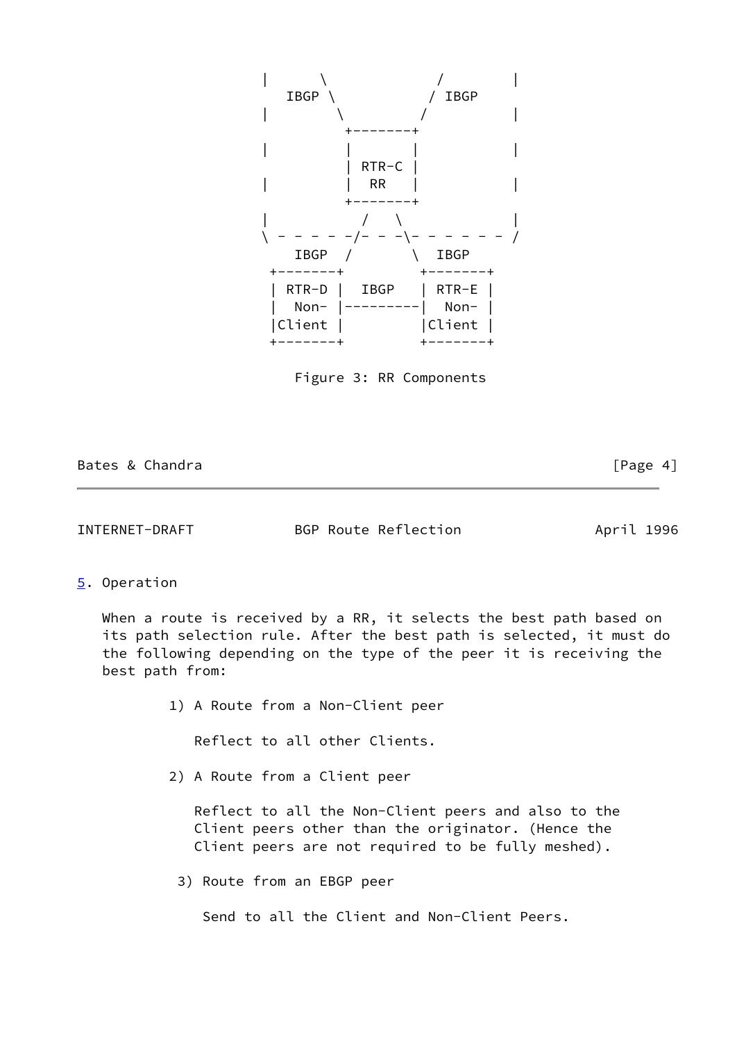```
   |        \              /         |
     IBGP \            / IBGP
   |         \         /             |
              +-------+
   |          |       |              |
              | RTR-C |
   |          |  RR   |              |
              +-------+
   |            /   \                |
   \ - - - - -/- - -\- - - - - - - /
      IBGP  /         \  IBGP
    +-------+         +-------+
    | RTR-D |  IBGP   | RTR-E |
    |  Non- |---------|  Non- |
    |Client |         |Client |
    +-------+         +-------+
```

Figure 3: RR Components

## 5. Operation

When a route is received by a RR, it selects the best path based on its path selection rule. After the best path is selected, it must do the following depending on the type of the peer it is receiving the best path from:

1) A Route from a Non-Client peer

   Reflect to all other Clients.

2) A Route from a Client peer

   Reflect to all the Non-Client peers and also to the Client peers other than the originator. (Hence the Client peers are not required to be fully meshed).

3) Route from an EBGP peer

   Send to all the Client and Non-Client Peers.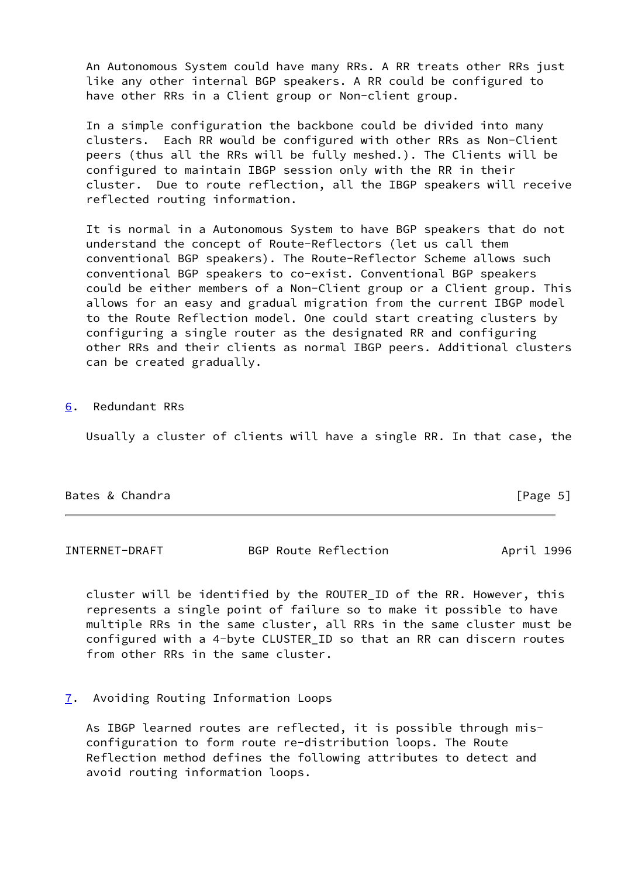An Autonomous System could have many RRs. A RR treats other RRs just like any other internal BGP speakers. A RR could be configured to have other RRs in a Client group or Non-client group.

In a simple configuration the backbone could be divided into many clusters. Each RR would be configured with other RRs as Non-Client peers (thus all the RRs will be fully meshed.). The Clients will be configured to maintain IBGP session only with the RR in their cluster. Due to route reflection, all the IBGP speakers will receive reflected routing information.

It is normal in a Autonomous System to have BGP speakers that do not understand the concept of Route-Reflectors (let us call them conventional BGP speakers). The Route-Reflector Scheme allows such conventional BGP speakers to co-exist. Conventional BGP speakers could be either members of a Non-Client group or a Client group. This allows for an easy and gradual migration from the current IBGP model to the Route Reflection model. One could start creating clusters by configuring a single router as the designated RR and configuring other RRs and their clients as normal IBGP peers. Additional clusters can be created gradually.

## 6. Redundant RRs

Usually a cluster of clients will have a single RR. In that case, the cluster will be identified by the ROUTER_ID of the RR. However, this represents a single point of failure so to make it possible to have multiple RRs in the same cluster, all RRs in the same cluster must be configured with a 4-byte CLUSTER_ID so that an RR can discern routes from other RRs in the same cluster.

## 7. Avoiding Routing Information Loops

As IBGP learned routes are reflected, it is possible through mis-configuration to form route re-distribution loops. The Route Reflection method defines the following attributes to detect and avoid routing information loops.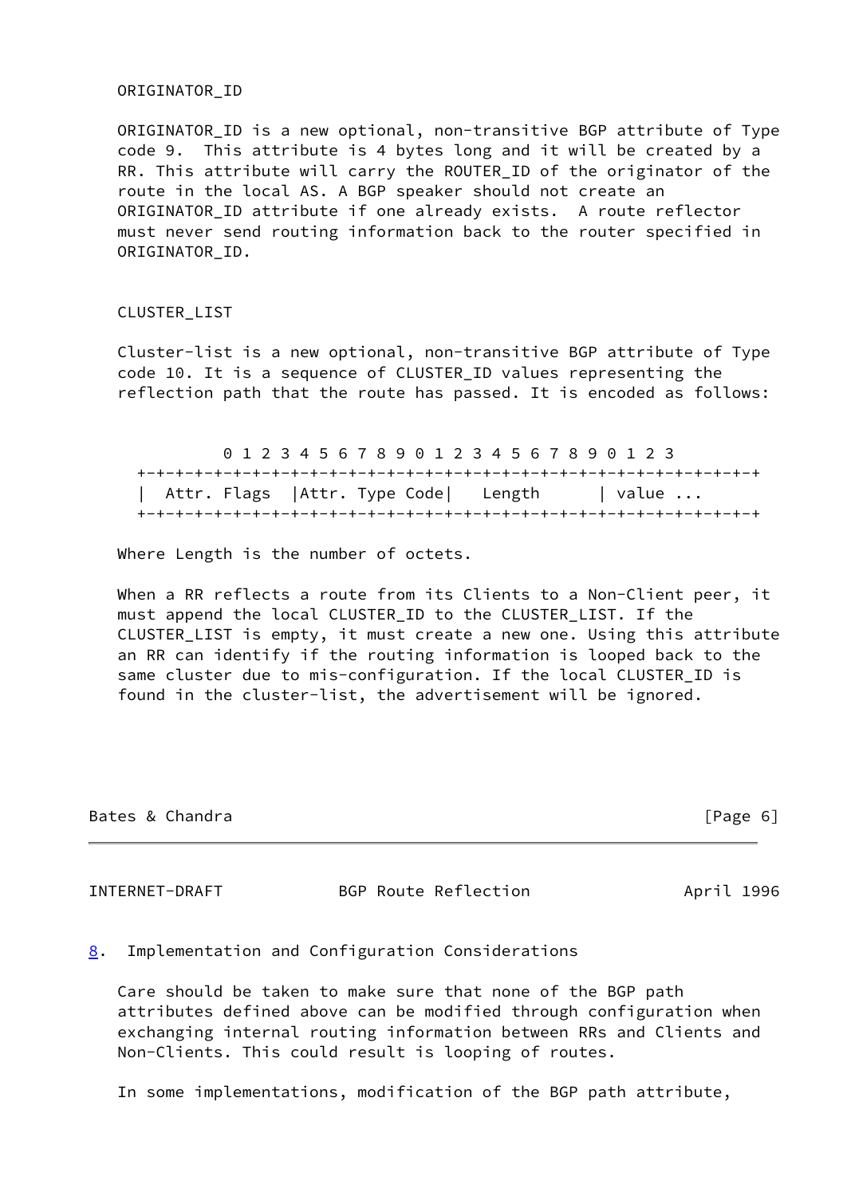ORIGINATOR_ID

ORIGINATOR_ID is a new optional, non-transitive BGP attribute of Type code 9. This attribute is 4 bytes long and it will be created by a RR. This attribute will carry the ROUTER_ID of the originator of the route in the local AS. A BGP speaker should not create an ORIGINATOR_ID attribute if one already exists. A route reflector must never send routing information back to the router specified in ORIGINATOR_ID.

CLUSTER_LIST

Cluster-list is a new optional, non-transitive BGP attribute of Type code 10. It is a sequence of CLUSTER_ID values representing the reflection path that the route has passed. It is encoded as follows:

```
         0 1 2 3 4 5 6 7 8 9 0 1 2 3 4 5 6 7 8 9 0 1 2 3
  +-+-+-+-+-+-+-+-+-+-+-+-+-+-+-+-+-+-+-+-+-+-+-+-+-+-+-+-+-+-+-+-+
  |  Attr. Flags  |Attr. Type Code|   Length      | value ...
  +-+-+-+-+-+-+-+-+-+-+-+-+-+-+-+-+-+-+-+-+-+-+-+-+-+-+-+-+-+-+-+-+
```

Where Length is the number of octets.

When a RR reflects a route from its Clients to a Non-Client peer, it must append the local CLUSTER_ID to the CLUSTER_LIST. If the CLUSTER_LIST is empty, it must create a new one. Using this attribute an RR can identify if the routing information is looped back to the same cluster due to mis-configuration. If the local CLUSTER_ID is found in the cluster-list, the advertisement will be ignored.

## 8. Implementation and Configuration Considerations

Care should be taken to make sure that none of the BGP path attributes defined above can be modified through configuration when exchanging internal routing information between RRs and Clients and Non-Clients. This could result is looping of routes.

In some implementations, modification of the BGP path attribute,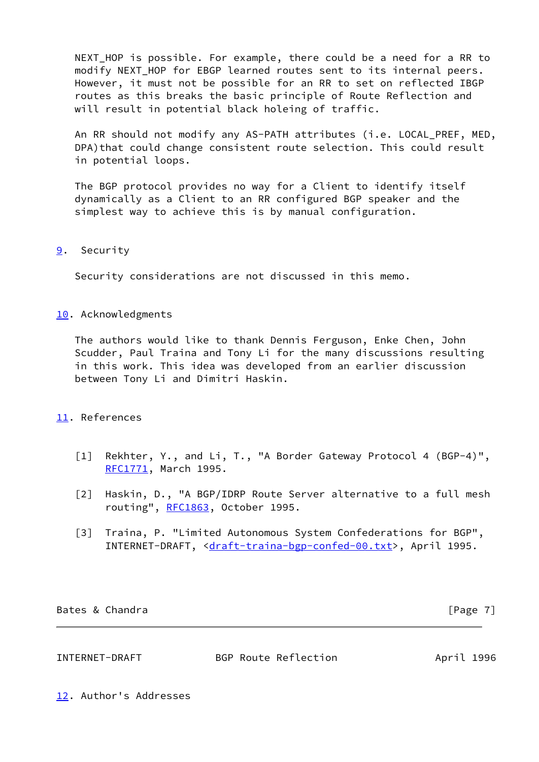NEXT_HOP is possible. For example, there could be a need for a RR to modify NEXT_HOP for EBGP learned routes sent to its internal peers. However, it must not be possible for an RR to set on reflected IBGP routes as this breaks the basic principle of Route Reflection and will result in potential black holeing of traffic.

An RR should not modify any AS-PATH attributes (i.e. LOCAL_PREF, MED, DPA)that could change consistent route selection. This could result in potential loops.

The BGP protocol provides no way for a Client to identify itself dynamically as a Client to an RR configured BGP speaker and the simplest way to achieve this is by manual configuration.

## 9. Security

Security considerations are not discussed in this memo.

## 10. Acknowledgments

The authors would like to thank Dennis Ferguson, Enke Chen, John Scudder, Paul Traina and Tony Li for the many discussions resulting in this work. This idea was developed from an earlier discussion between Tony Li and Dimitri Haskin.

## 11. References

[1] Rekhter, Y., and Li, T., "A Border Gateway Protocol 4 (BGP-4)", RFC1771, March 1995.

[2] Haskin, D., "A BGP/IDRP Route Server alternative to a full mesh routing", RFC1863, October 1995.

[3] Traina, P. "Limited Autonomous System Confederations for BGP", INTERNET-DRAFT, <draft-traina-bgp-confed-00.txt>, April 1995.

## 12. Author's Addresses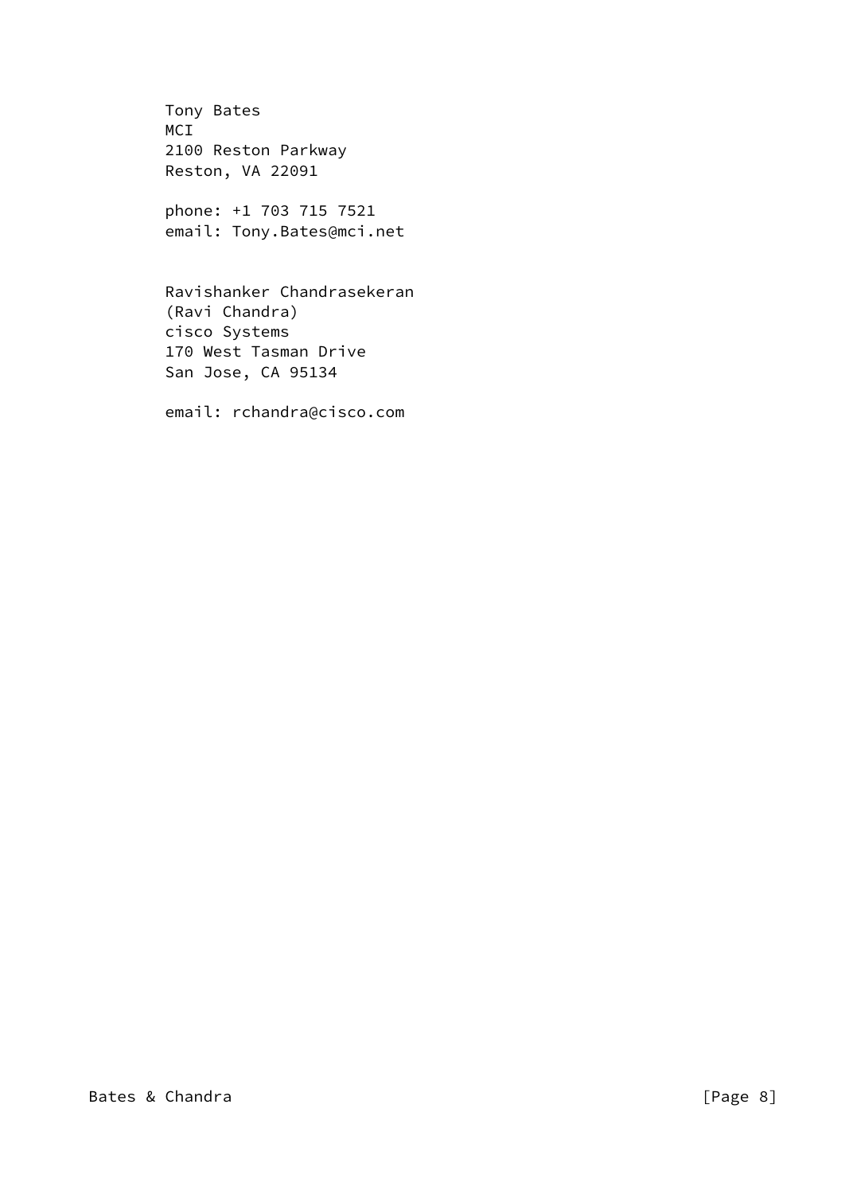Tony Bates
MCI
2100 Reston Parkway
Reston, VA 22091

phone: +1 703 715 7521
email: Tony.Bates@mci.net

Ravishanker Chandrasekeran
(Ravi Chandra)
cisco Systems
170 West Tasman Drive
San Jose, CA 95134

email: rchandra@cisco.com